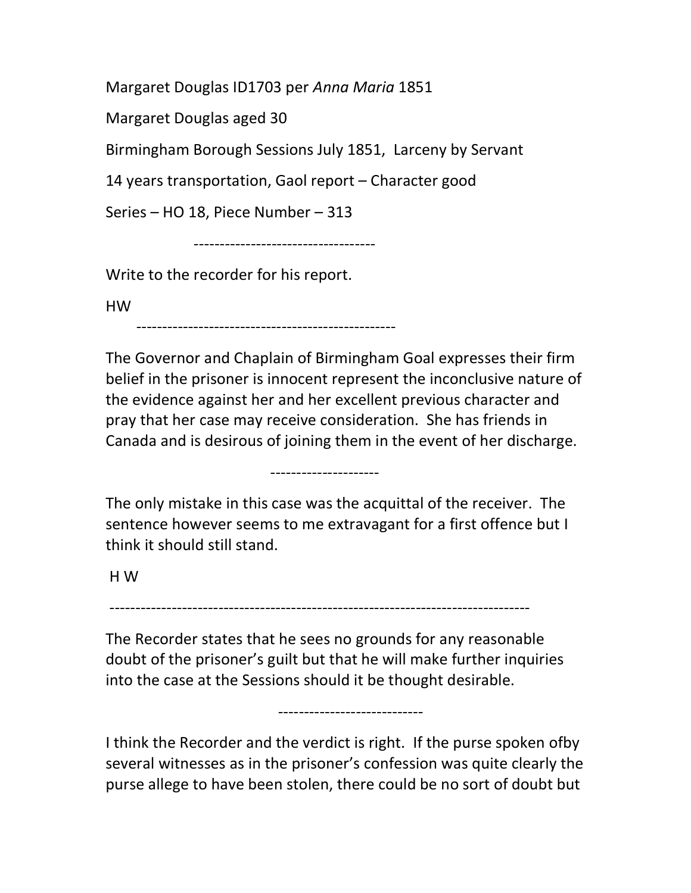Margaret Douglas ID1703 per *Anna Maria* 1851

Margaret Douglas aged 30

Birmingham Borough Sessions July 1851, Larceny by Servant

14 years transportation, Gaol report – Character good

Series – HO 18, Piece Number – 313

-----------------------------------

Write to the recorder for his report.

HW

--------------------------------------------------

The Governor and Chaplain of Birmingham Goal expresses their firm belief in the prisoner is innocent represent the inconclusive nature of the evidence against her and her excellent previous character and pray that her case may receive consideration. She has friends in Canada and is desirous of joining them in the event of her discharge.

---------------------

The only mistake in this case was the acquittal of the receiver. The sentence however seems to me extravagant for a first offence but I think it should still stand.

H W

--------------------------------------------------------------------------------

The Recorder states that he sees no grounds for any reasonable doubt of the prisoner's guilt but that he will make further inquiries into the case at the Sessions should it be thought desirable.

----------------------------

I think the Recorder and the verdict is right. If the purse spoken ofby several witnesses as in the prisoner's confession was quite clearly the purse allege to have been stolen, there could be no sort of doubt but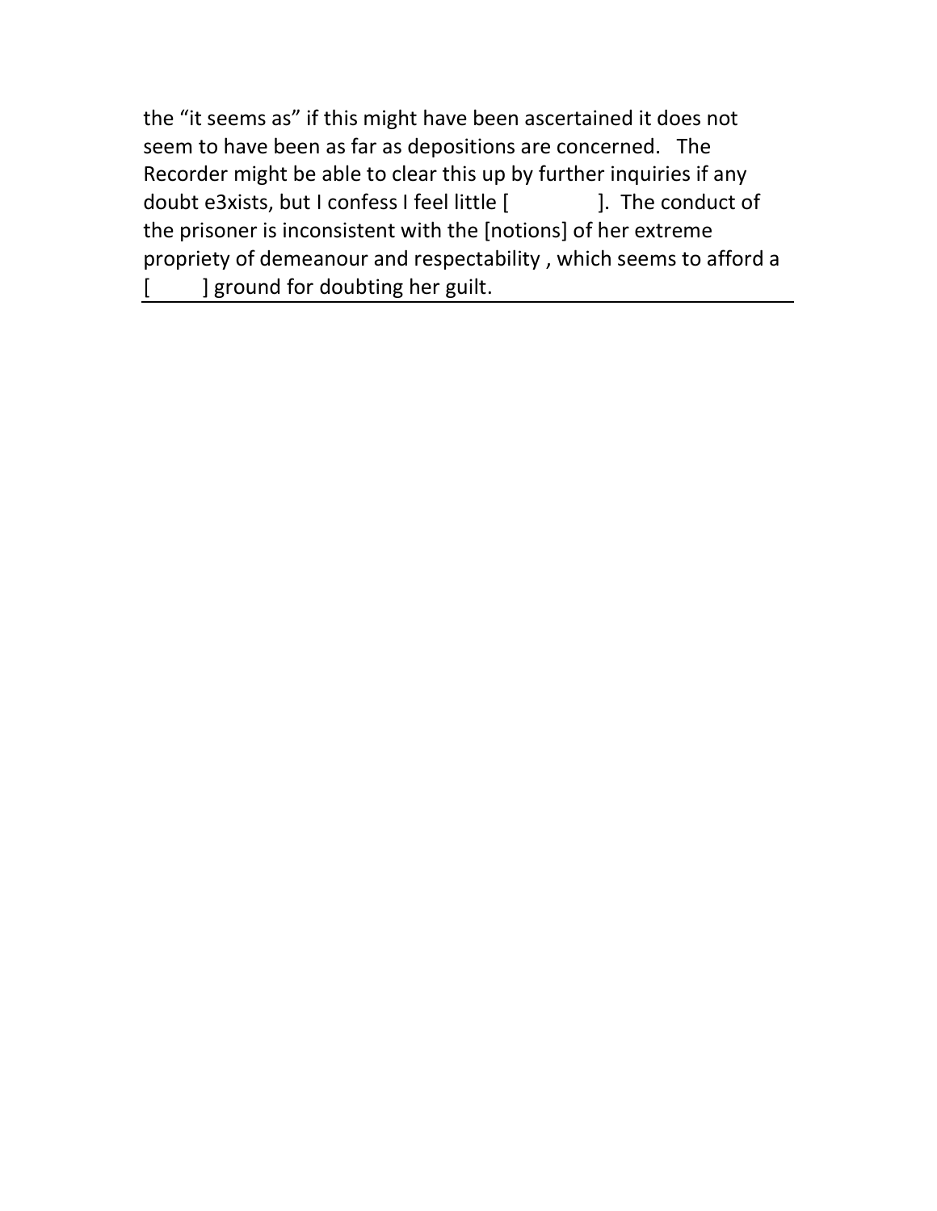the "it seems as" if this might have been ascertained it does not seem to have been as far as depositions are concerned. The Recorder might be able to clear this up by further inquiries if any doubt e3xists, but I confess I feel little [ ]. The conduct of the prisoner is inconsistent with the [notions] of her extreme propriety of demeanour and respectability , which seems to afford a [ ] ground for doubting her guilt.

---